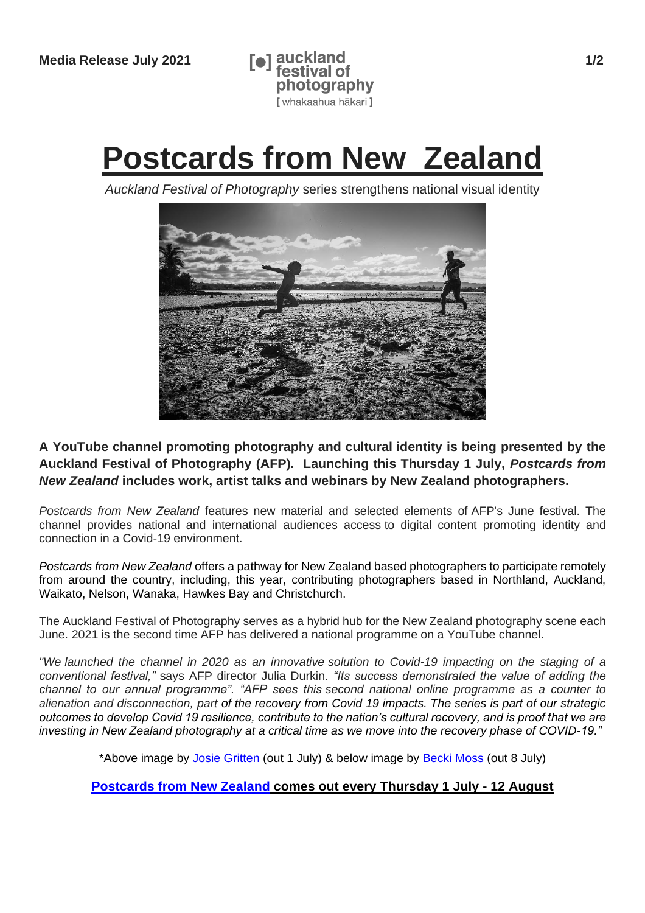**Media Release July 2021**

auckland festival of photography
[ whakaahua hākari ]

# Postcards from New Zealand

*Auckland Festival of Photography* series strengthens national visual identity

**A YouTube channel promoting photography and cultural identity is being presented by the Auckland Festival of Photography (AFP). Launching this Thursday 1 July, *Postcards from New Zealand* includes work, artist talks and webinars by New Zealand photographers.**

*Postcards from New Zealand* features new material and selected elements of AFP's June festival. The channel provides national and international audiences access to digital content promoting identity and connection in a Covid-19 environment.

*Postcards from New Zealand* offers a pathway for New Zealand based photographers to participate remotely from around the country, including, this year, contributing photographers based in Northland, Auckland, Waikato, Nelson, Wanaka, Hawkes Bay and Christchurch.

The Auckland Festival of Photography serves as a hybrid hub for the New Zealand photography scene each June. 2021 is the second time AFP has delivered a national programme on a YouTube channel.

*"We launched the channel in 2020 as an innovative solution to Covid-19 impacting on the staging of a conventional festival,"* says AFP director Julia Durkin. *"Its success demonstrated the value of adding the channel to our annual programme". "AFP sees this second national online programme as a counter to alienation and disconnection, part of the recovery from Covid 19 impacts. The series is part of our strategic outcomes to develop Covid 19 resilience, contribute to the nation's cultural recovery, and is proof that we are investing in New Zealand photography at a critical time as we move into the recovery phase of COVID-19."*

*Above image by Josie Gritten (out 1 July) & below image by Becki Moss (out 8 July)

**Postcards from New Zealand comes out every Thursday 1 July - 12 August**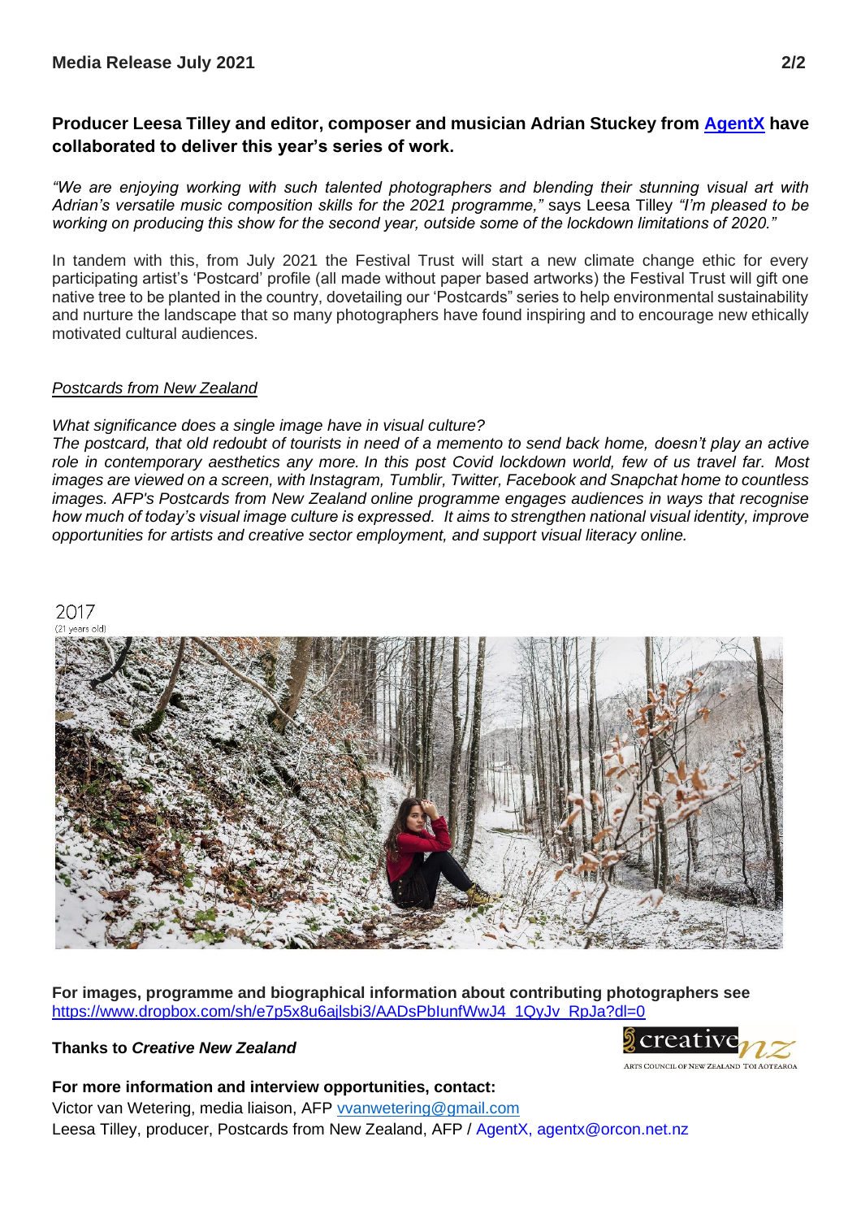**Producer Leesa Tilley and editor, composer and musician Adrian Stuckey from [AgentX](#) have collaborated to deliver this year's series of work.**

*"We are enjoying working with such talented photographers and blending their stunning visual art with Adrian's versatile music composition skills for the 2021 programme,"* says Leesa Tilley *"I'm pleased to be working on producing this show for the second year, outside some of the lockdown limitations of 2020."*

In tandem with this, from July 2021 the Festival Trust will start a new climate change ethic for every participating artist's 'Postcard' profile (all made without paper based artworks) the Festival Trust will gift one native tree to be planted in the country, dovetailing our 'Postcards" series to help environmental sustainability and nurture the landscape that so many photographers have found inspiring and to encourage new ethically motivated cultural audiences.

*Postcards from New Zealand*

*What significance does a single image have in visual culture?*
*The postcard, that old redoubt of tourists in need of a memento to send back home, doesn't play an active role in contemporary aesthetics any more. In this post Covid lockdown world, few of us travel far. Most images are viewed on a screen, with Instagram, Tumblir, Twitter, Facebook and Snapchat home to countless images. AFP's Postcards from New Zealand online programme engages audiences in ways that recognise how much of today's visual image culture is expressed. It aims to strengthen national visual identity, improve opportunities for artists and creative sector employment, and support visual literacy online.*

2017
(21 years old)

**For images, programme and biographical information about contributing photographers see** https://www.dropbox.com/sh/e7p5x8u6ajlsbi3/AADsPbIunfWwJ4_1QyJv_RpJa?dl=0

**Thanks to *Creative New Zealand***

**For more information and interview opportunities, contact:**
Victor van Wetering, media liaison, AFP vvanwetering@gmail.com
Leesa Tilley, producer, Postcards from New Zealand, AFP / AgentX, agentx@orcon.net.nz